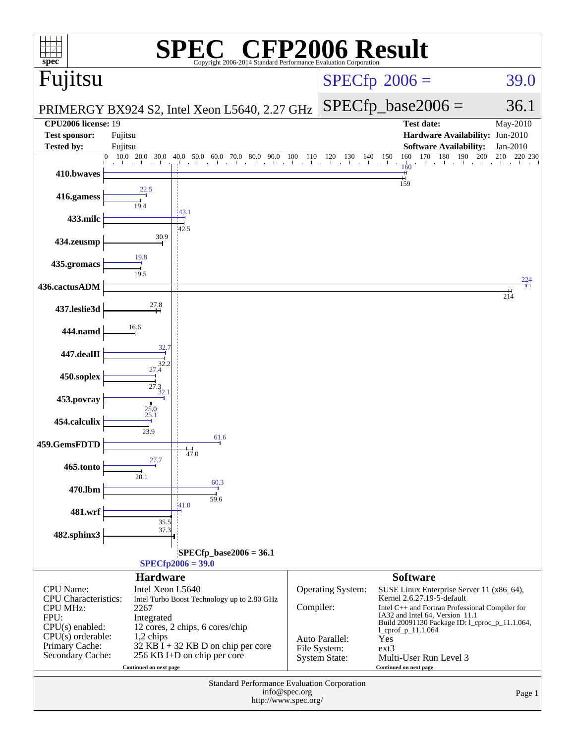# SPEC® CFP2006 Result

Copyright 2006-2014 Standard Performance Evaluation Corporation

## Fujitsu

PRIMERGY BX924 S2, Intel Xeon L5640, 2.27 GHz

SPECfp 2006 = 39.0

SPECfp_base2006 = 36.1

| | | | |
|---|---|---|---|
| **CPU2006 license:** | 19 | **Test date:** | May-2010 |
| **Test sponsor:** | Fujitsu | **Hardware Availability:** | Jun-2010 |
| **Tested by:** | Fujitsu | **Software Availability:** | Jan-2010 |

| Benchmark | Peak | Base |
|---|---|---|
| 410.bwaves | 160 | 159 |
| 416.gamess | 22.5 | 19.4 |
| 433.milc | 43.1 | 42.5 |
| 434.zeusmp | 30.9 | 30.9 |
| 435.gromacs | 19.8 | 19.5 |
| 436.cactusADM | 224 | 214 |
| 437.leslie3d | 27.8 | 27.8 |
| 444.namd | 16.6 | 16.6 |
| 447.dealII | 32.7 | 32.2 |
| 450.soplex | 27.4 | 27.3 |
| 453.povray | 32.1 | 25.0 |
| 454.calculix | 25.1 | 23.9 |
| 459.GemsFDTD | 61.6 | 47.0 |
| 465.tonto | 27.7 | 20.1 |
| 470.lbm | 60.3 | 59.6 |
| 481.wrf | 41.0 | 35.5 |
| 482.sphinx3 | 37.3 | 37.3 |

SPECfp_base2006 = 36.1

SPECfp2006 = 39.0

### Hardware

| | |
|---|---|
| CPU Name: | Intel Xeon L5640 |
| CPU Characteristics: | Intel Turbo Boost Technology up to 2.80 GHz |
| CPU MHz: | 2267 |
| FPU: | Integrated |
| CPU(s) enabled: | 12 cores, 2 chips, 6 cores/chip |
| CPU(s) orderable: | 1,2 chips |
| Primary Cache: | 32 KB I + 32 KB D on chip per core |
| Secondary Cache: | 256 KB I+D on chip per core |

Continued on next page

### Software

| | |
|---|---|
| Operating System: | SUSE Linux Enterprise Server 11 (x86_64), Kernel 2.6.27.19-5-default |
| Compiler: | Intel C++ and Fortran Professional Compiler for IA32 and Intel 64, Version 11.1 Build 20091130 Package ID: l_cproc_p_11.1.064, l_cprof_p_11.1.064 |
| Auto Parallel: | Yes |
| File System: | ext3 |
| System State: | Multi-User Run Level 3 |

Continued on next page

Standard Performance Evaluation Corporation
info@spec.org
http://www.spec.org/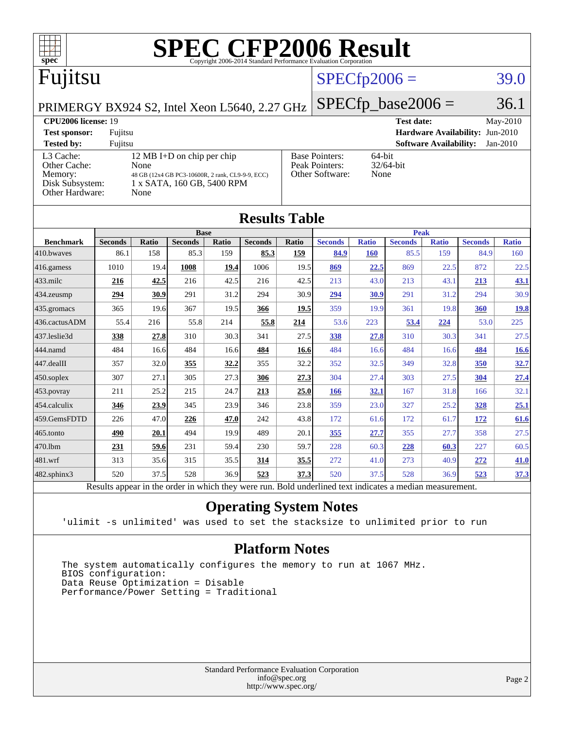# SPEC CFP2006 Result

Copyright 2006-2014 Standard Performance Evaluation Corporation

## Fujitsu

PRIMERGY BX924 S2, Intel Xeon L5640, 2.27 GHz

SPECfp2006 = 39.0

SPECfp_base2006 = 36.1

| | | | |
|---|---|---|---|
| **CPU2006 license:** 19 | | **Test date:** | May-2010 |
| **Test sponsor:** | Fujitsu | **Hardware Availability:** | Jun-2010 |
| **Tested by:** | Fujitsu | **Software Availability:** | Jan-2010 |

| | |
|---|---|
| L3 Cache: | 12 MB I+D on chip per chip |
| Other Cache: | None |
| Memory: | 48 GB (12x4 GB PC3-10600R, 2 rank, CL9-9-9, ECC) |
| Disk Subsystem: | 1 x SATA, 160 GB, 5400 RPM |
| Other Hardware: | None |

| | |
|---|---|
| Base Pointers: | 64-bit |
| Peak Pointers: | 32/64-bit |
| Other Software: | None |

## Results Table

| | Base | | | | | | Peak | | | | | |
|---|---|---|---|---|---|---|---|---|---|---|---|---|
| **Benchmark** | **Seconds** | **Ratio** | **Seconds** | **Ratio** | **Seconds** | **Ratio** | **Seconds** | **Ratio** | **Seconds** | **Ratio** | **Seconds** | **Ratio** |
| 410.bwaves | 86.1 | 158 | 85.3 | 159 | **85.3** | **159** | **84.9** | **160** | 85.5 | 159 | 84.9 | 160 |
| 416.gamess | 1010 | 19.4 | **1008** | **19.4** | 1006 | 19.5 | **869** | **22.5** | 869 | 22.5 | 872 | 22.5 |
| 433.milc | **216** | **42.5** | 216 | 42.5 | 216 | 42.5 | 213 | 43.0 | 213 | 43.1 | **213** | **43.1** |
| 434.zeusmp | **294** | **30.9** | 291 | 31.2 | 294 | 30.9 | **294** | **30.9** | 291 | 31.2 | 294 | 30.9 |
| 435.gromacs | 365 | 19.6 | 367 | 19.5 | **366** | **19.5** | 359 | 19.9 | 361 | 19.8 | **360** | **19.8** |
| 436.cactusADM | 55.4 | 216 | 55.8 | 214 | **55.8** | **214** | 53.6 | 223 | **53.4** | **224** | 53.0 | 225 |
| 437.leslie3d | **338** | **27.8** | 310 | 30.3 | 341 | 27.5 | **338** | **27.8** | 310 | 30.3 | 341 | 27.5 |
| 444.namd | 484 | 16.6 | 484 | 16.6 | **484** | **16.6** | 484 | 16.6 | 484 | 16.6 | **484** | **16.6** |
| 447.dealII | 357 | 32.0 | **355** | **32.2** | 355 | 32.2 | 352 | 32.5 | 349 | 32.8 | **350** | **32.7** |
| 450.soplex | 307 | 27.1 | 305 | 27.3 | **306** | **27.3** | 304 | 27.4 | 303 | 27.5 | **304** | **27.4** |
| 453.povray | 211 | 25.2 | 215 | 24.7 | **213** | **25.0** | **166** | **32.1** | 167 | 31.8 | 166 | 32.1 |
| 454.calculix | **346** | **23.9** | 345 | 23.9 | 346 | 23.8 | 359 | 23.0 | 327 | 25.2 | **328** | **25.1** |
| 459.GemsFDTD | 226 | 47.0 | **226** | **47.0** | 242 | 43.8 | 172 | 61.6 | 172 | 61.7 | **172** | **61.6** |
| 465.tonto | **490** | **20.1** | 494 | 19.9 | 489 | 20.1 | **355** | **27.7** | 355 | 27.7 | 358 | 27.5 |
| 470.lbm | **231** | **59.6** | 231 | 59.4 | 230 | 59.7 | 228 | 60.3 | **228** | **60.3** | 227 | 60.5 |
| 481.wrf | 313 | 35.6 | 315 | 35.5 | **314** | **35.5** | 272 | 41.0 | 273 | 40.9 | **272** | **41.0** |
| 482.sphinx3 | 520 | 37.5 | 528 | 36.9 | **523** | **37.3** | 520 | 37.5 | 528 | 36.9 | **523** | **37.3** |

Results appear in the order in which they were run. Bold underlined text indicates a median measurement.

## Operating System Notes

```
'ulimit -s unlimited' was used to set the stacksize to unlimited prior to run
```

## Platform Notes

```
The system automatically configures the memory to run at 1067 MHz.
BIOS configuration:
Data Reuse Optimization = Disable
Performance/Power Setting = Traditional
```

Standard Performance Evaluation Corporation
info@spec.org
http://www.spec.org/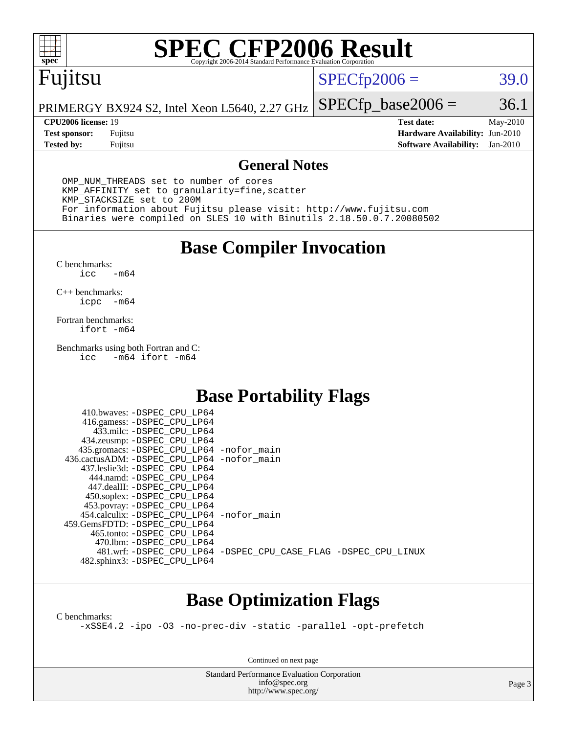# SPEC CFP2006 Result

Copyright 2006-2014 Standard Performance Evaluation Corporation

## Fujitsu

PRIMERGY BX924 S2, Intel Xeon L5640, 2.27 GHz

SPECfp2006 = 39.0

SPECfp_base2006 = 36.1

| | | | |
|---|---|---|---|
| **CPU2006 license:** | 19 | **Test date:** | May-2010 |
| **Test sponsor:** | Fujitsu | **Hardware Availability:** | Jun-2010 |
| **Tested by:** | Fujitsu | **Software Availability:** | Jan-2010 |

## General Notes

```
OMP_NUM_THREADS set to number of cores
KMP_AFFINITY set to granularity=fine,scatter
KMP_STACKSIZE set to 200M
For information about Fujitsu please visit: http://www.fujitsu.com
Binaries were compiled on SLES 10 with Binutils 2.18.50.0.7.20080502
```

## Base Compiler Invocation

C benchmarks:
```
icc   -m64
```

C++ benchmarks:
```
icpc  -m64
```

Fortran benchmarks:
```
ifort -m64
```

Benchmarks using both Fortran and C:
```
icc   -m64 ifort -m64
```

## Base Portability Flags

```
     410.bwaves: -DSPEC_CPU_LP64
     416.gamess: -DSPEC_CPU_LP64
       433.milc: -DSPEC_CPU_LP64
     434.zeusmp: -DSPEC_CPU_LP64
    435.gromacs: -DSPEC_CPU_LP64 -nofor_main
 436.cactusADM: -DSPEC_CPU_LP64 -nofor_main
    437.leslie3d: -DSPEC_CPU_LP64
       444.namd: -DSPEC_CPU_LP64
     447.dealII: -DSPEC_CPU_LP64
     450.soplex: -DSPEC_CPU_LP64
     453.povray: -DSPEC_CPU_LP64
   454.calculix: -DSPEC_CPU_LP64 -nofor_main
  459.GemsFDTD: -DSPEC_CPU_LP64
      465.tonto: -DSPEC_CPU_LP64
        470.lbm: -DSPEC_CPU_LP64
        481.wrf: -DSPEC_CPU_LP64 -DSPEC_CPU_CASE_FLAG -DSPEC_CPU_LINUX
    482.sphinx3: -DSPEC_CPU_LP64
```

## Base Optimization Flags

C benchmarks:
```
-xSSE4.2 -ipo -O3 -no-prec-div -static -parallel -opt-prefetch
```

Continued on next page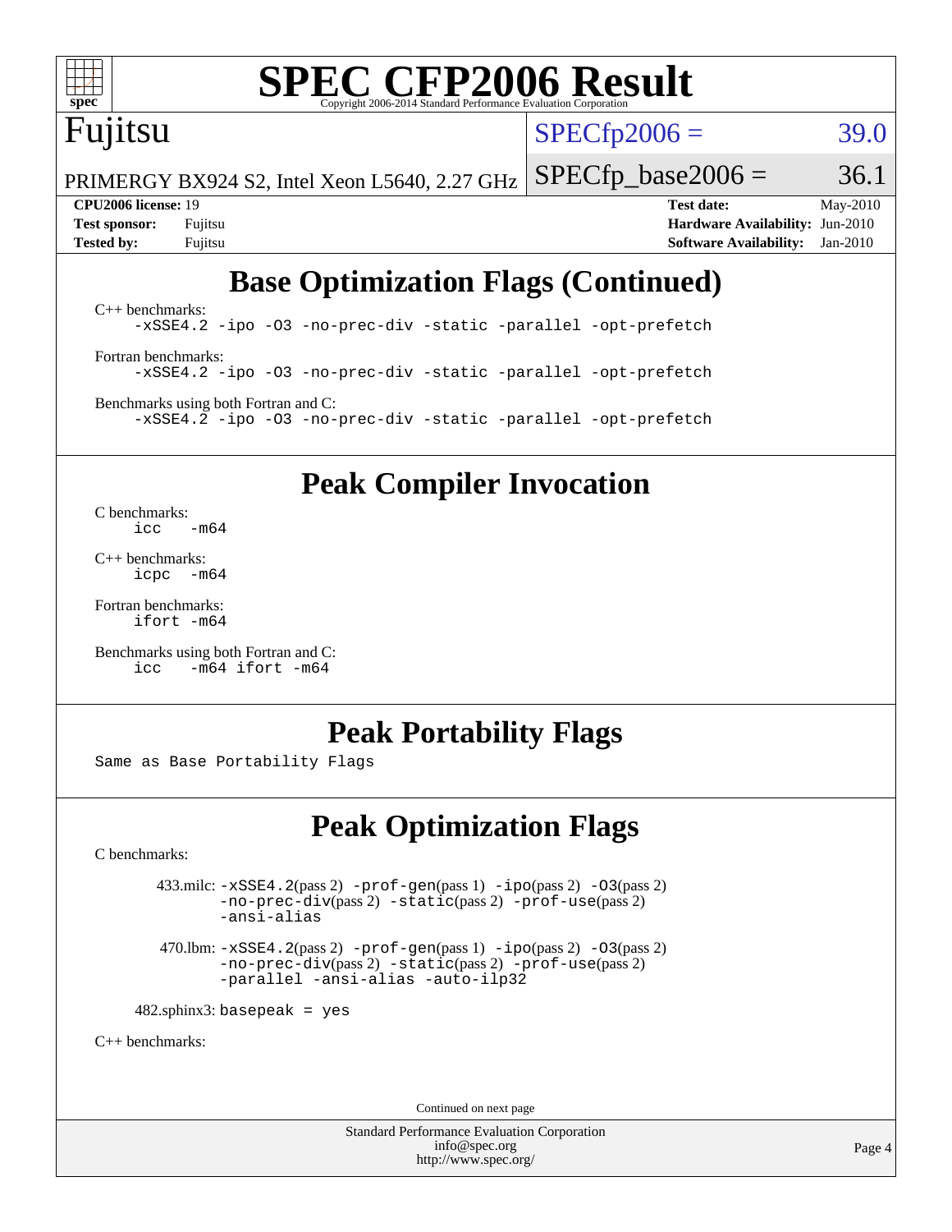# SPEC CFP2006 Result

Copyright 2006-2014 Standard Performance Evaluation Corporation

**Fujitsu**

PRIMERGY BX924 S2, Intel Xeon L5640, 2.27 GHz

SPECfp2006 = 39.0

SPECfp_base2006 = 36.1

| | | | |
|---|---|---|---|
| **CPU2006 license:** 19 | | **Test date:** | May-2010 |
| **Test sponsor:** | Fujitsu | **Hardware Availability:** | Jun-2010 |
| **Tested by:** | Fujitsu | **Software Availability:** | Jan-2010 |

## Base Optimization Flags (Continued)

C++ benchmarks:

```
-xSSE4.2 -ipo -O3 -no-prec-div -static -parallel -opt-prefetch
```

Fortran benchmarks:

```
-xSSE4.2 -ipo -O3 -no-prec-div -static -parallel -opt-prefetch
```

Benchmarks using both Fortran and C:

```
-xSSE4.2 -ipo -O3 -no-prec-div -static -parallel -opt-prefetch
```

## Peak Compiler Invocation

C benchmarks:

```
icc   -m64
```

C++ benchmarks:

```
icpc  -m64
```

Fortran benchmarks:

```
ifort -m64
```

Benchmarks using both Fortran and C:

```
icc   -m64 ifort -m64
```

## Peak Portability Flags

Same as Base Portability Flags

## Peak Optimization Flags

C benchmarks:

433.milc: `-xSSE4.2`(pass 2) `-prof-gen`(pass 1) `-ipo`(pass 2) `-O3`(pass 2) `-no-prec-div`(pass 2) `-static`(pass 2) `-prof-use`(pass 2) `-ansi-alias`

470.lbm: `-xSSE4.2`(pass 2) `-prof-gen`(pass 1) `-ipo`(pass 2) `-O3`(pass 2) `-no-prec-div`(pass 2) `-static`(pass 2) `-prof-use`(pass 2) `-parallel -ansi-alias -auto-ilp32`

482.sphinx3: `basepeak = yes`

C++ benchmarks:

Continued on next page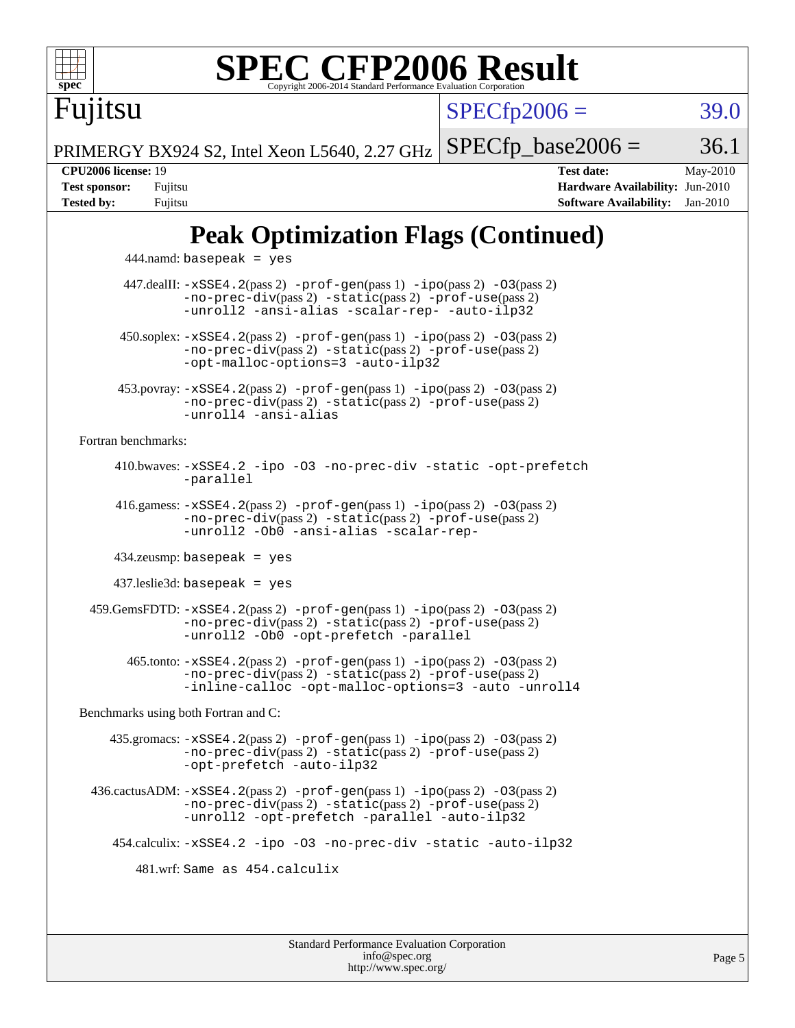# Peak Optimization Flags (Continued)

444.namd: basepeak = yes

447.dealII: -xSSE4.2(pass 2) -prof-gen(pass 1) -ipo(pass 2) -O3(pass 2) -no-prec-div(pass 2) -static(pass 2) -prof-use(pass 2) -unroll2 -ansi-alias -scalar-rep- -auto-ilp32

450.soplex: -xSSE4.2(pass 2) -prof-gen(pass 1) -ipo(pass 2) -O3(pass 2) -no-prec-div(pass 2) -static(pass 2) -prof-use(pass 2) -opt-malloc-options=3 -auto-ilp32

453.povray: -xSSE4.2(pass 2) -prof-gen(pass 1) -ipo(pass 2) -O3(pass 2) -no-prec-div(pass 2) -static(pass 2) -prof-use(pass 2) -unroll4 -ansi-alias

Fortran benchmarks:

410.bwaves: -xSSE4.2 -ipo -O3 -no-prec-div -static -opt-prefetch -parallel

416.gamess: -xSSE4.2(pass 2) -prof-gen(pass 1) -ipo(pass 2) -O3(pass 2) -no-prec-div(pass 2) -static(pass 2) -prof-use(pass 2) -unroll2 -Ob0 -ansi-alias -scalar-rep-

434.zeusmp: basepeak = yes

437.leslie3d: basepeak = yes

459.GemsFDTD: -xSSE4.2(pass 2) -prof-gen(pass 1) -ipo(pass 2) -O3(pass 2) -no-prec-div(pass 2) -static(pass 2) -prof-use(pass 2) -unroll2 -Ob0 -opt-prefetch -parallel

465.tonto: -xSSE4.2(pass 2) -prof-gen(pass 1) -ipo(pass 2) -O3(pass 2) -no-prec-div(pass 2) -static(pass 2) -prof-use(pass 2) -inline-calloc -opt-malloc-options=3 -auto -unroll4

Benchmarks using both Fortran and C:

435.gromacs: -xSSE4.2(pass 2) -prof-gen(pass 1) -ipo(pass 2) -O3(pass 2) -no-prec-div(pass 2) -static(pass 2) -prof-use(pass 2) -opt-prefetch -auto-ilp32

436.cactusADM: -xSSE4.2(pass 2) -prof-gen(pass 1) -ipo(pass 2) -O3(pass 2) -no-prec-div(pass 2) -static(pass 2) -prof-use(pass 2) -unroll2 -opt-prefetch -parallel -auto-ilp32

454.calculix: -xSSE4.2 -ipo -O3 -no-prec-div -static -auto-ilp32

481.wrf: Same as 454.calculix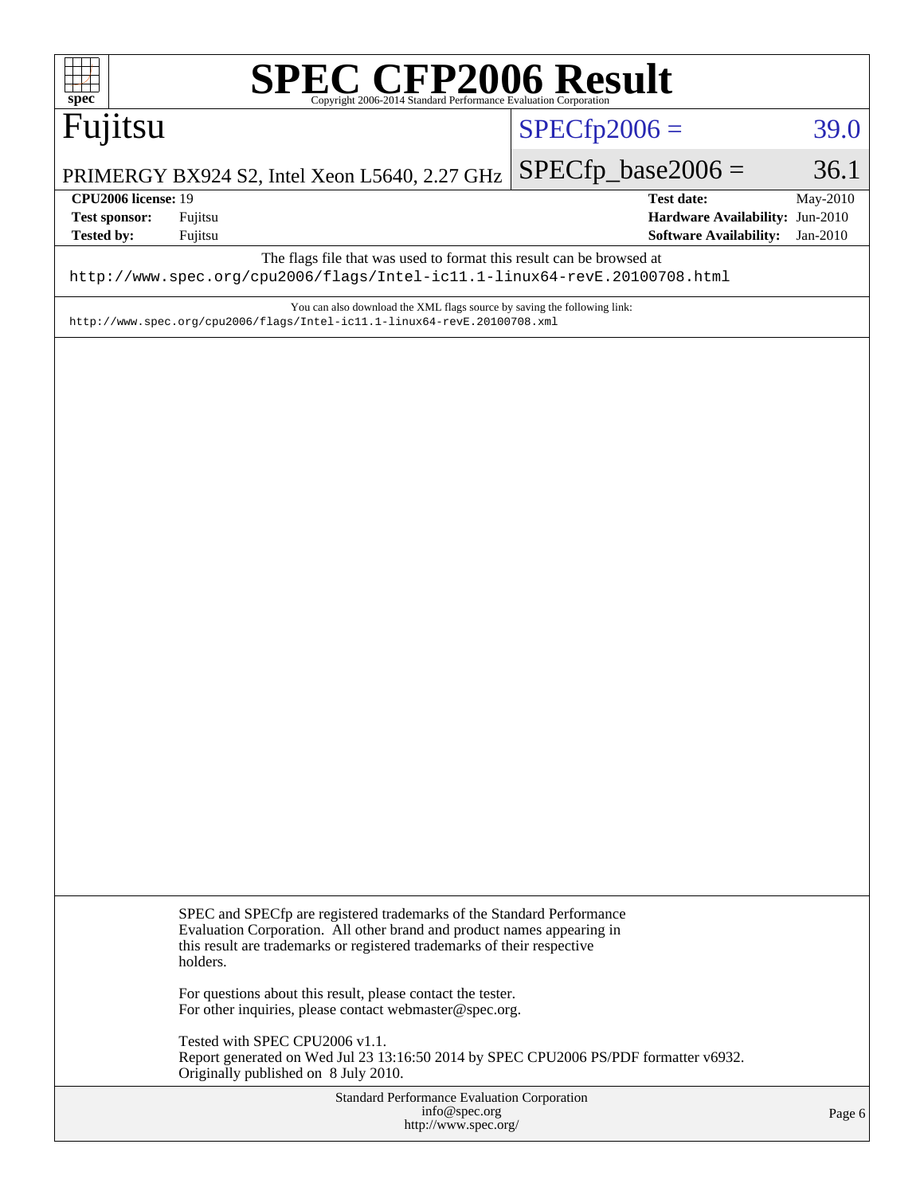# SPEC CFP2006 Result

Copyright 2006-2014 Standard Performance Evaluation Corporation

**Fujitsu**

PRIMERGY BX924 S2, Intel Xeon L5640, 2.27 GHz

SPECfp2006 = 39.0

SPECfp_base2006 = 36.1

| | | | |
|---|---|---|---|
| **CPU2006 license:** | 19 | **Test date:** | May-2010 |
| **Test sponsor:** | Fujitsu | **Hardware Availability:** | Jun-2010 |
| **Tested by:** | Fujitsu | **Software Availability:** | Jan-2010 |

The flags file that was used to format this result can be browsed at
http://www.spec.org/cpu2006/flags/Intel-ic11.1-linux64-revE.20100708.html

You can also download the XML flags source by saving the following link:
http://www.spec.org/cpu2006/flags/Intel-ic11.1-linux64-revE.20100708.xml

SPEC and SPECfp are registered trademarks of the Standard Performance Evaluation Corporation. All other brand and product names appearing in this result are trademarks or registered trademarks of their respective holders.

For questions about this result, please contact the tester.
For other inquiries, please contact webmaster@spec.org.

Tested with SPEC CPU2006 v1.1.
Report generated on Wed Jul 23 13:16:50 2014 by SPEC CPU2006 PS/PDF formatter v6932.
Originally published on 8 July 2010.